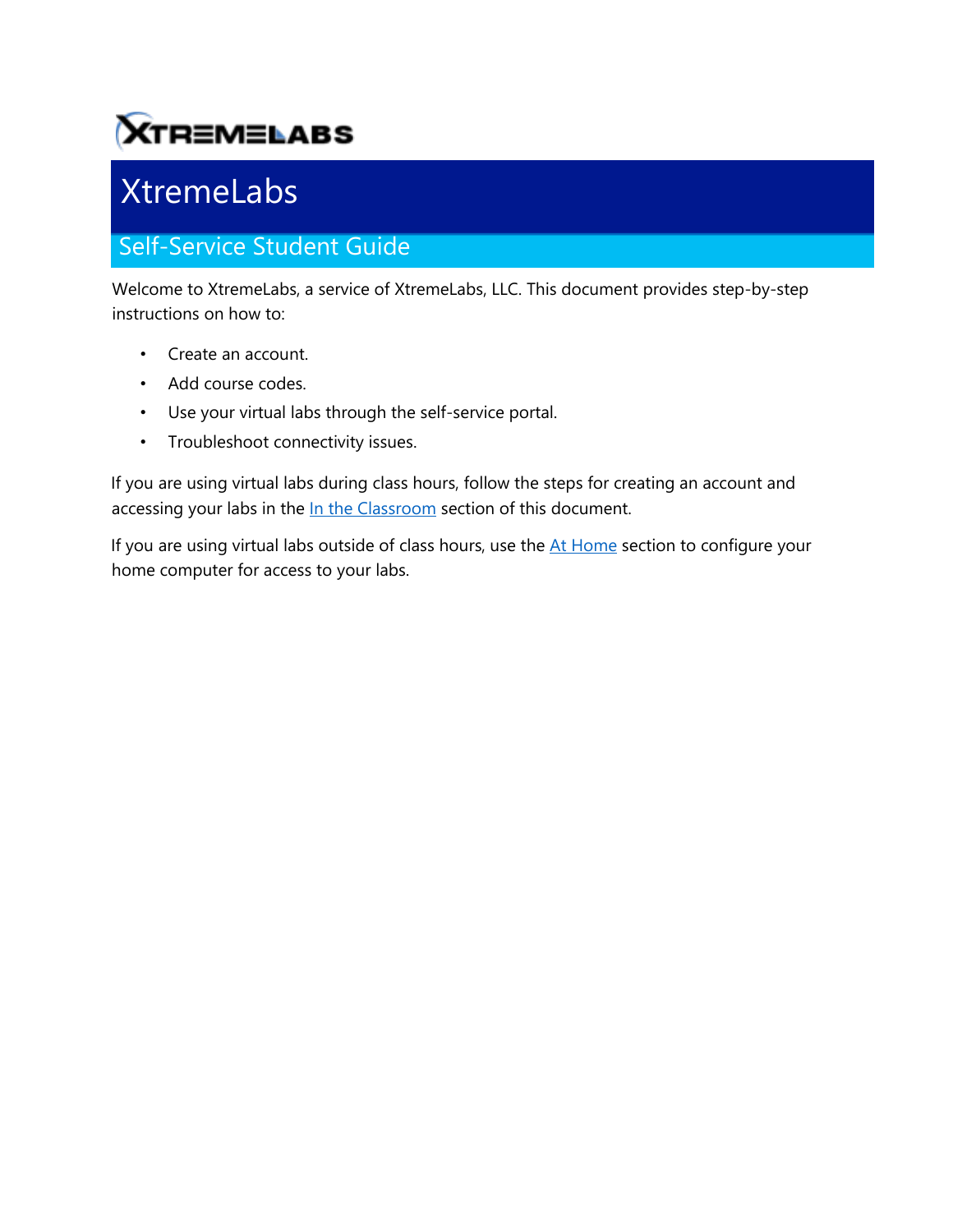# XtremeLabs

## Self-Service Student Guide

Welcome to XtremeLabs, a service of XtremeLabs, LLC. This document provides step-by-step instructions on how to:

- Create an account.
- Add course codes.
- Use your virtual labs through the self-service portal.
- Troubleshoot connectivity issues.

If you are using virtual labs during class hours, follow the steps for creating an account and accessing your labs in the In the Classroom section of this document.

If you are using virtual labs outside of class hours, use the At Home section to configure your home computer for access to your labs.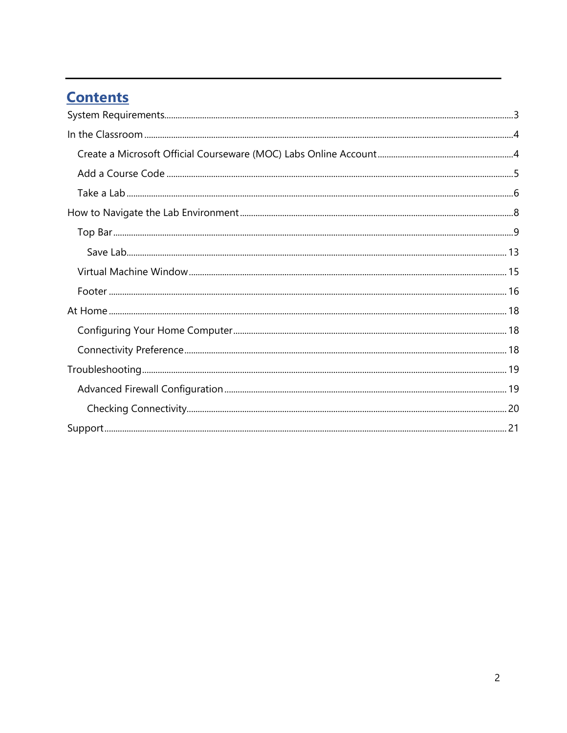# Contents

- System Requirements ... 3
- In the Classroom ... 4
  - Create a Microsoft Official Courseware (MOC) Labs Online Account ... 4
  - Add a Course Code ... 5
  - Take a Lab ... 6
- How to Navigate the Lab Environment ... 8
  - Top Bar ... 9
    - Save Lab ... 13
  - Virtual Machine Window ... 15
  - Footer ... 16
- At Home ... 18
  - Configuring Your Home Computer ... 18
  - Connectivity Preference ... 18
- Troubleshooting ... 19
  - Advanced Firewall Configuration ... 19
    - Checking Connectivity ... 20
- Support ... 21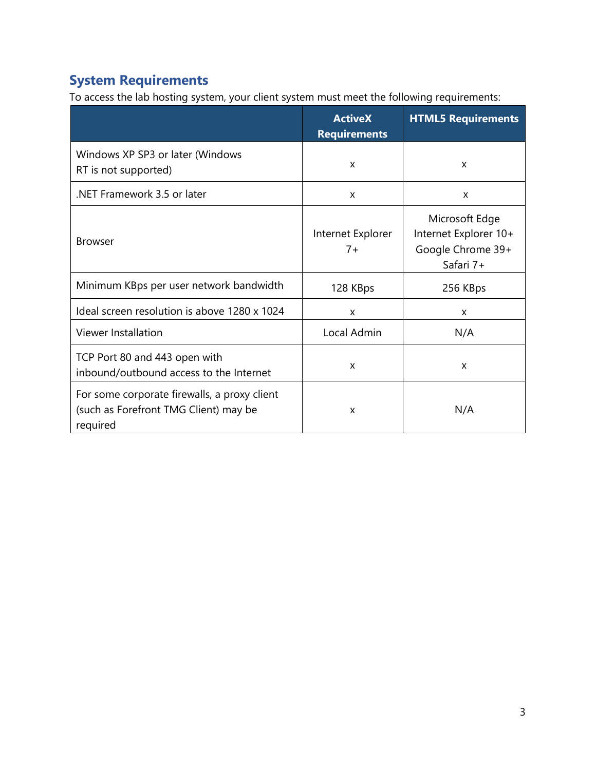## System Requirements

To access the lab hosting system, your client system must meet the following requirements:

| | ActiveX Requirements | HTML5 Requirements |
|---|---|---|
| Windows XP SP3 or later (Windows RT is not supported) | x | x |
| .NET Framework 3.5 or later | x | x |
| Browser | Internet Explorer 7+ | Microsoft Edge<br>Internet Explorer 10+<br>Google Chrome 39+<br>Safari 7+ |
| Minimum KBps per user network bandwidth | 128 KBps | 256 KBps |
| Ideal screen resolution is above 1280 x 1024 | x | x |
| Viewer Installation | Local Admin | N/A |
| TCP Port 80 and 443 open with inbound/outbound access to the Internet | x | x |
| For some corporate firewalls, a proxy client (such as Forefront TMG Client) may be required | x | N/A |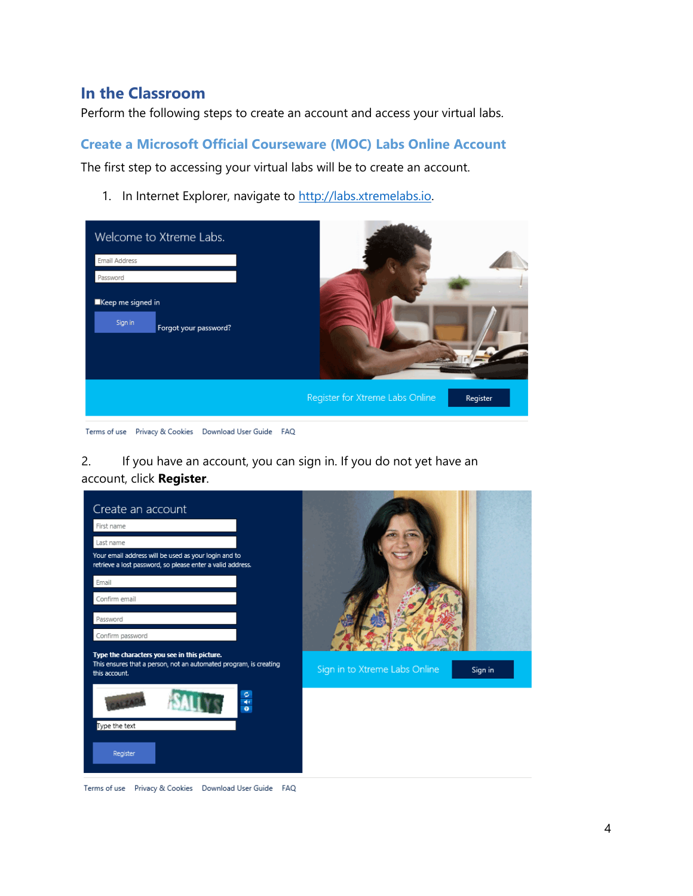## In the Classroom

Perform the following steps to create an account and access your virtual labs.

### Create a Microsoft Official Courseware (MOC) Labs Online Account

The first step to accessing your virtual labs will be to create an account.

1. In Internet Explorer, navigate to http://labs.xtremelabs.io.

2. If you have an account, you can sign in. If you do not yet have an account, click **Register**.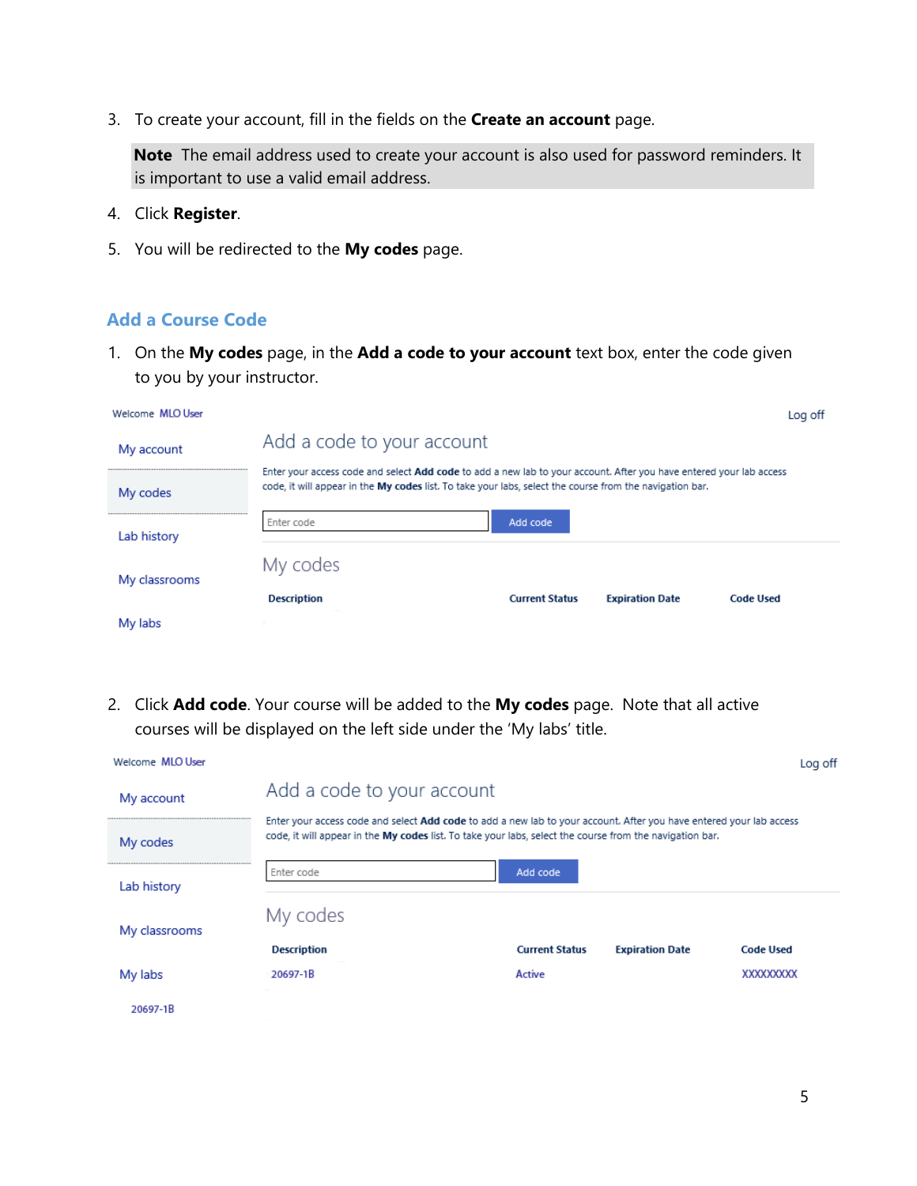3. To create your account, fill in the fields on the **Create an account** page.

> **Note** The email address used to create your account is also used for password reminders. It is important to use a valid email address.

4. Click **Register**.
5. You will be redirected to the **My codes** page.

## Add a Course Code

1. On the **My codes** page, in the **Add a code to your account** text box, enter the code given to you by your instructor.

Welcome MLO User

Log off

- My account
- My codes
- Lab history
- My classrooms
- My labs

### Add a code to your account

Enter your access code and select **Add code** to add a new lab to your account. After you have entered your lab access code, it will appear in the **My codes** list. To take your labs, select the course from the navigation bar.

Enter code | Add code

### My codes

| Description | Current Status | Expiration Date | Code Used |
|---|---|---|---|

2. Click **Add code**. Your course will be added to the **My codes** page. Note that all active courses will be displayed on the left side under the 'My labs' title.

Welcome MLO User

Log off

- My account
- My codes
- Lab history
- My classrooms
- My labs
  - 20697-1B

### Add a code to your account

Enter your access code and select **Add code** to add a new lab to your account. After you have entered your lab access code, it will appear in the **My codes** list. To take your labs, select the course from the navigation bar.

Enter code | Add code

### My codes

| Description | Current Status | Expiration Date | Code Used |
|---|---|---|---|
| 20697-1B | Active | | XXXXXXXXX |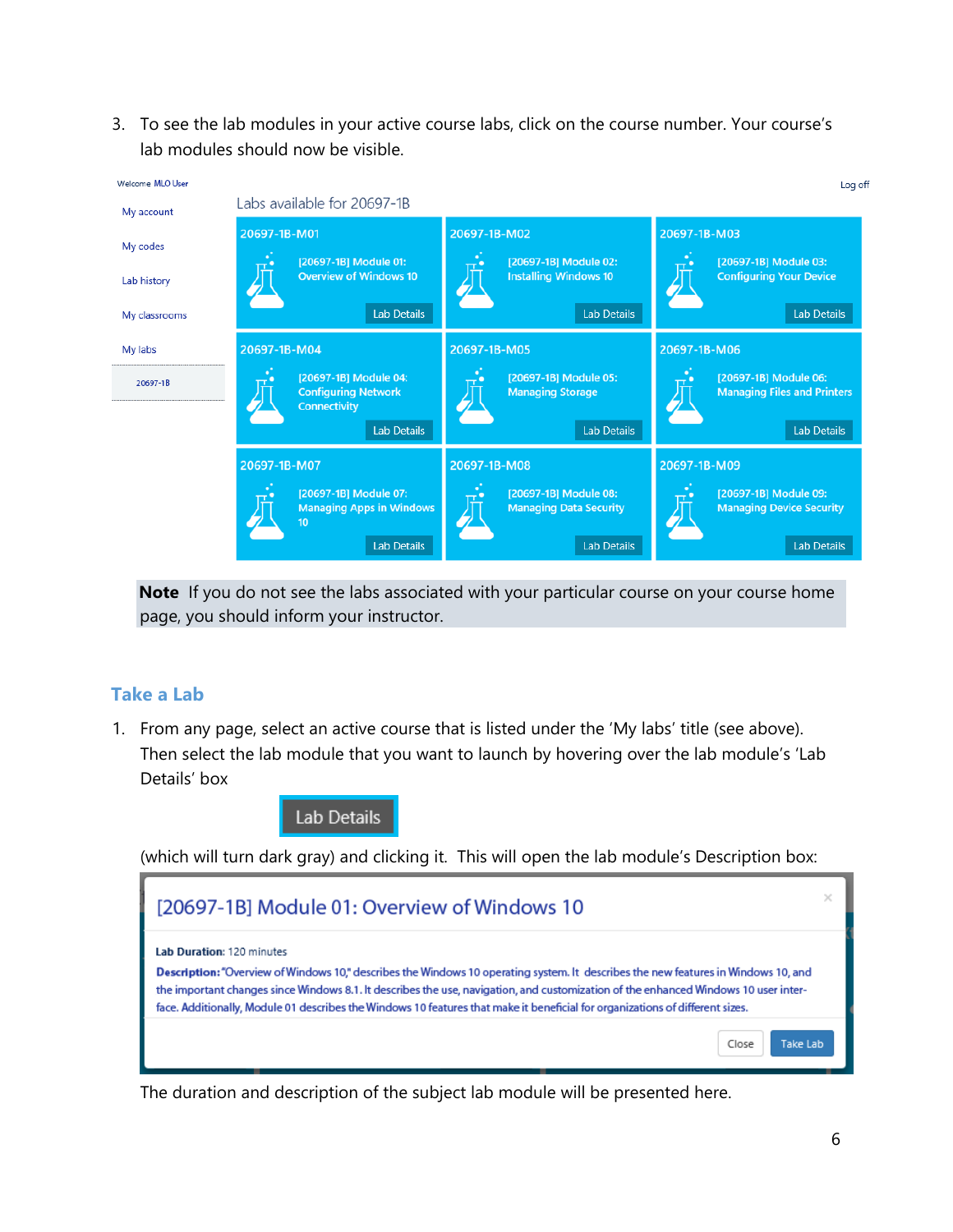3. To see the lab modules in your active course labs, click on the course number. Your course's lab modules should now be visible.

Welcome MLO User

Log off

- My account
- My codes
- Lab history
- My classrooms
- My labs
  - 20697-1B

Labs available for 20697-1B

| 20697-1B-M01 | 20697-1B-M02 | 20697-1B-M03 |
| --- | --- | --- |
| [20697-1B] Module 01: Overview of Windows 10 — Lab Details | [20697-1B] Module 02: Installing Windows 10 — Lab Details | [20697-1B] Module 03: Configuring Your Device — Lab Details |
| **20697-1B-M04** | **20697-1B-M05** | **20697-1B-M06** |
| [20697-1B] Module 04: Configuring Network Connectivity — Lab Details | [20697-1B] Module 05: Managing Storage — Lab Details | [20697-1B] Module 06: Managing Files and Printers — Lab Details |
| **20697-1B-M07** | **20697-1B-M08** | **20697-1B-M09** |
| [20697-1B] Module 07: Managing Apps in Windows 10 — Lab Details | [20697-1B] Module 08: Managing Data Security — Lab Details | [20697-1B] Module 09: Managing Device Security — Lab Details |

**Note** If you do not see the labs associated with your particular course on your course home page, you should inform your instructor.

## Take a Lab

1. From any page, select an active course that is listed under the 'My labs' title (see above). Then select the lab module that you want to launch by hovering over the lab module's 'Lab Details' box

   Lab Details

   (which will turn dark gray) and clicking it. This will open the lab module's Description box:

   **[20697-1B] Module 01: Overview of Windows 10**

   **Lab Duration:** 120 minutes

   **Description:** "Overview of Windows 10," describes the Windows 10 operating system. It describes the new features in Windows 10, and the important changes since Windows 8.1. It describes the use, navigation, and customization of the enhanced Windows 10 user interface. Additionally, Module 01 describes the Windows 10 features that make it beneficial for organizations of different sizes.

   Close | Take Lab

   The duration and description of the subject lab module will be presented here.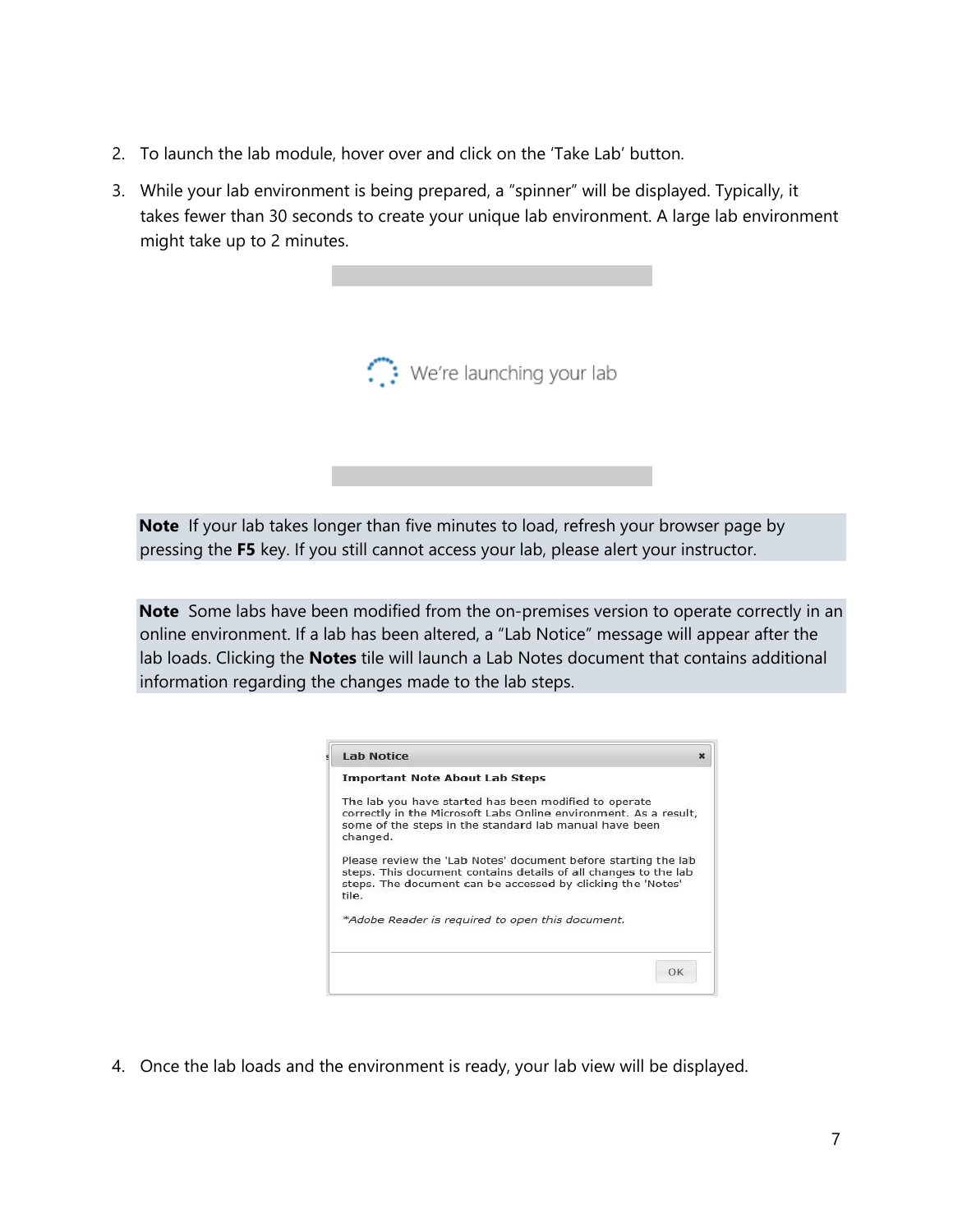2. To launch the lab module, hover over and click on the 'Take Lab' button.

3. While your lab environment is being prepared, a "spinner" will be displayed. Typically, it takes fewer than 30 seconds to create your unique lab environment. A large lab environment might take up to 2 minutes.

We're launching your lab

**Note** If your lab takes longer than five minutes to load, refresh your browser page by pressing the **F5** key. If you still cannot access your lab, please alert your instructor.

**Note** Some labs have been modified from the on-premises version to operate correctly in an online environment. If a lab has been altered, a "Lab Notice" message will appear after the lab loads. Clicking the **Notes** tile will launch a Lab Notes document that contains additional information regarding the changes made to the lab steps.

**Lab Notice**

**Important Note About Lab Steps**

The lab you have started has been modified to operate correctly in the Microsoft Labs Online environment. As a result, some of the steps in the standard lab manual have been changed.

Please review the 'Lab Notes' document before starting the lab steps. This document contains details of all changes to the lab steps. The document can be accessed by clicking the 'Notes' tile.

*\*Adobe Reader is required to open this document.*

OK

4. Once the lab loads and the environment is ready, your lab view will be displayed.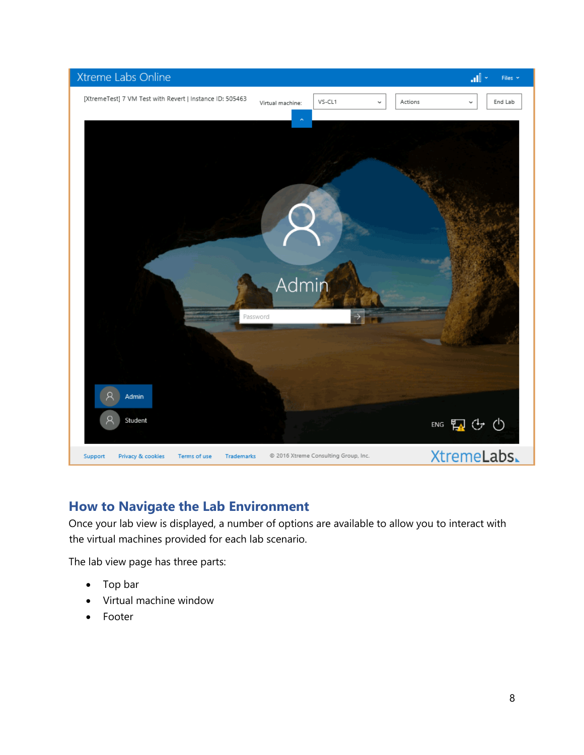## How to Navigate the Lab Environment

Once your lab view is displayed, a number of options are available to allow you to interact with the virtual machines provided for each lab scenario.

The lab view page has three parts:

- Top bar
- Virtual machine window
- Footer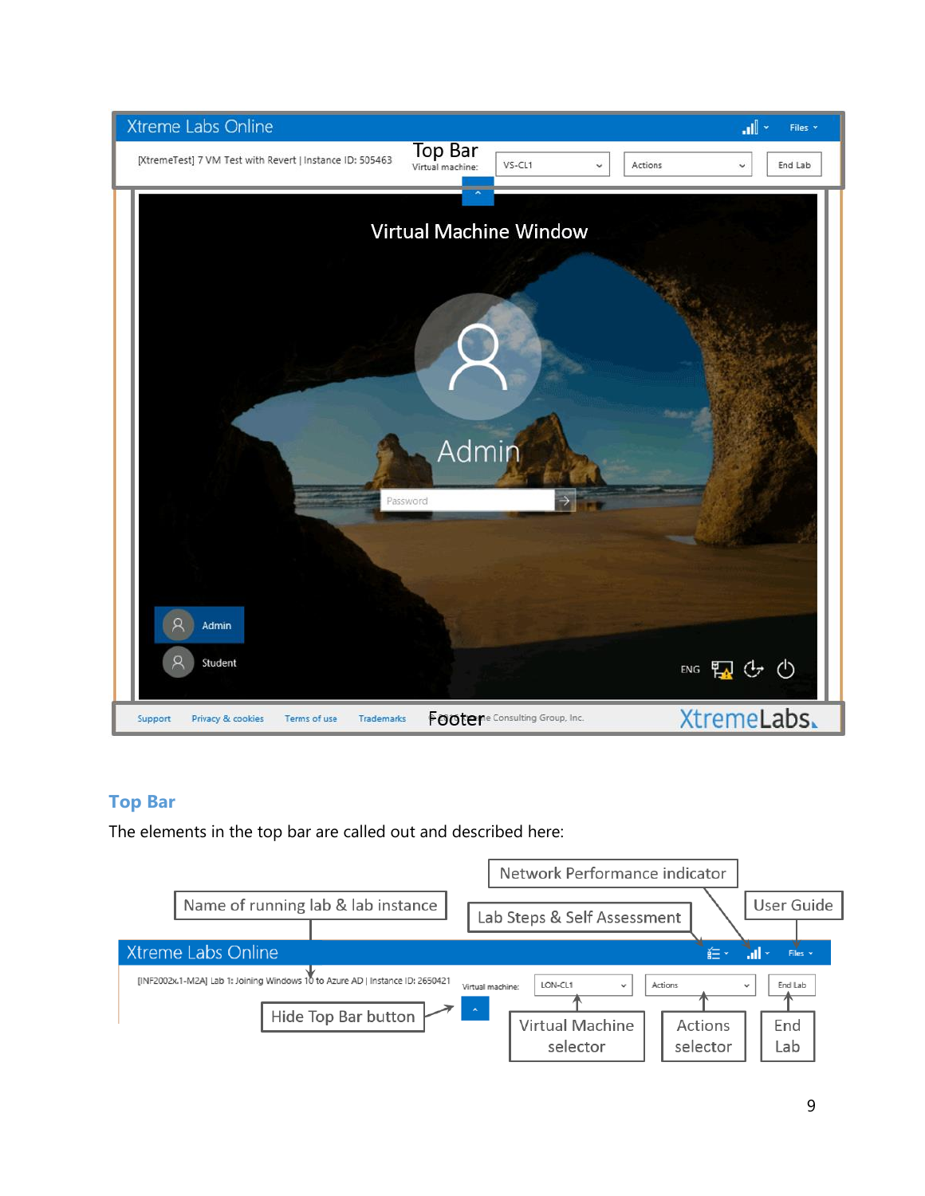## Top Bar

The elements in the top bar are called out and described here: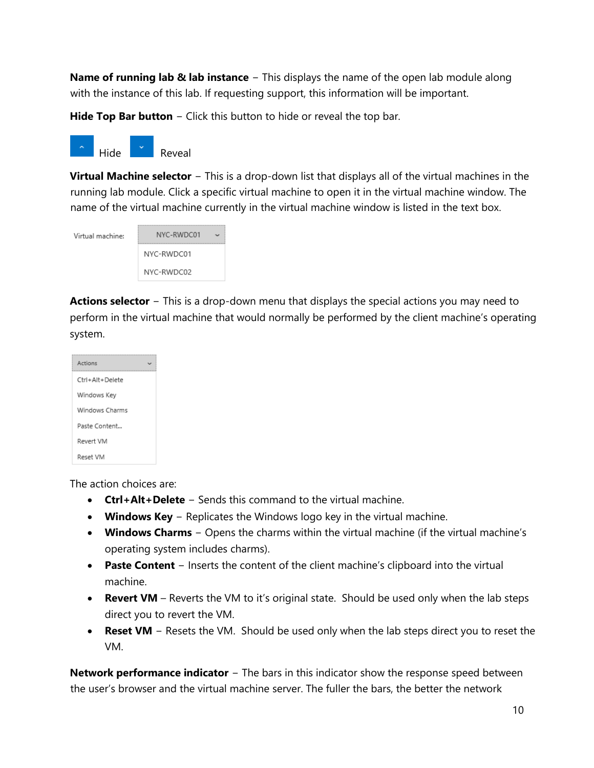**Name of running lab & lab instance** – This displays the name of the open lab module along with the instance of this lab. If requesting support, this information will be important.

**Hide Top Bar button** – Click this button to hide or reveal the top bar.

Hide Reveal

**Virtual Machine selector** – This is a drop-down list that displays all of the virtual machines in the running lab module. Click a specific virtual machine to open it in the virtual machine window. The name of the virtual machine currently in the virtual machine window is listed in the text box.

Virtual machine: NYC-RWDC01

NYC-RWDC01

NYC-RWDC02

**Actions selector** – This is a drop-down menu that displays the special actions you may need to perform in the virtual machine that would normally be performed by the client machine's operating system.

Actions

Ctrl+Alt+Delete

Windows Key

Windows Charms

Paste Content...

Revert VM

Reset VM

The action choices are:

- **Ctrl+Alt+Delete** – Sends this command to the virtual machine.
- **Windows Key** – Replicates the Windows logo key in the virtual machine.
- **Windows Charms** – Opens the charms within the virtual machine (if the virtual machine's operating system includes charms).
- **Paste Content** – Inserts the content of the client machine's clipboard into the virtual machine.
- **Revert VM** – Reverts the VM to it's original state. Should be used only when the lab steps direct you to revert the VM.
- **Reset VM** – Resets the VM. Should be used only when the lab steps direct you to reset the VM.

**Network performance indicator** – The bars in this indicator show the response speed between the user's browser and the virtual machine server. The fuller the bars, the better the network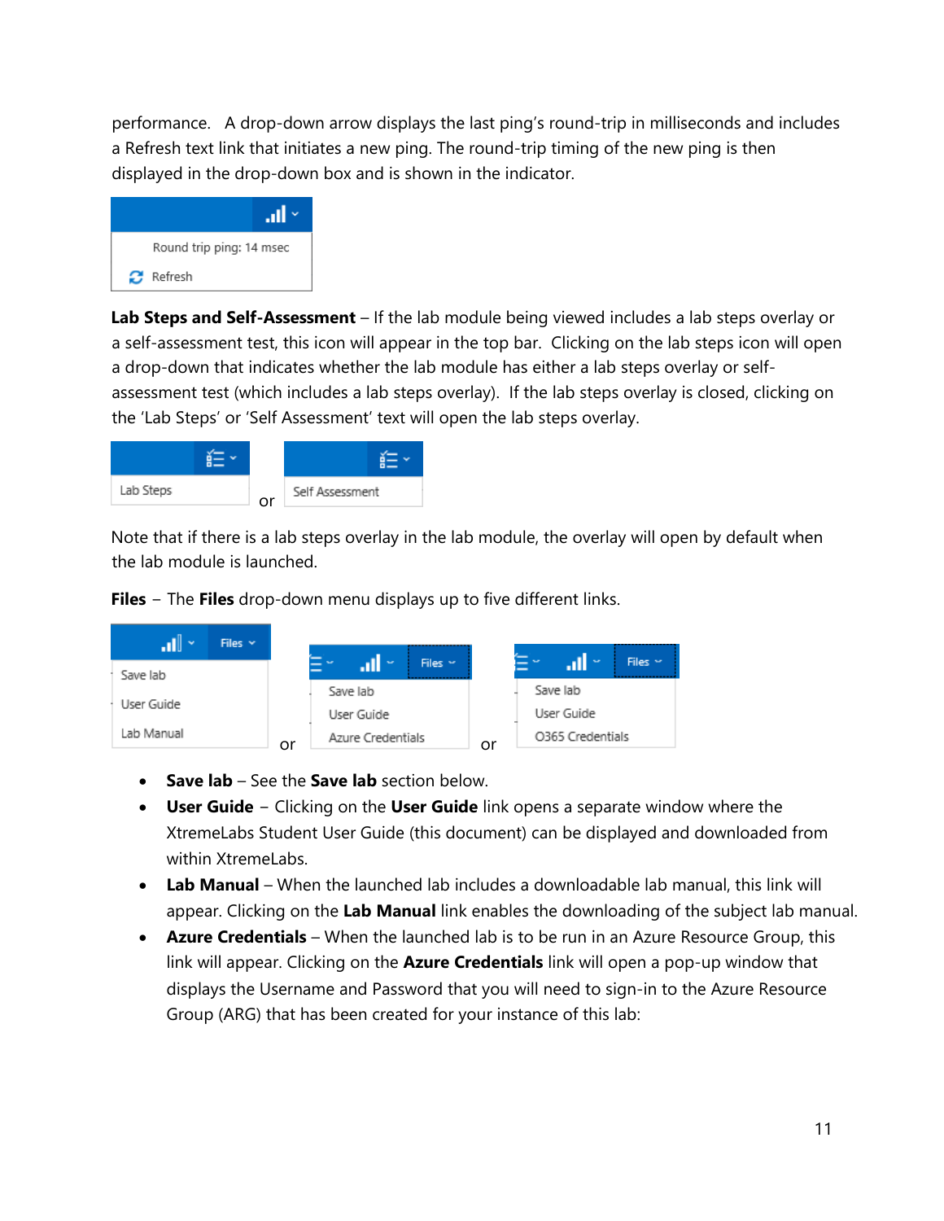performance. A drop-down arrow displays the last ping's round-trip in milliseconds and includes a Refresh text link that initiates a new ping. The round-trip timing of the new ping is then displayed in the drop-down box and is shown in the indicator.

**Lab Steps and Self-Assessment** – If the lab module being viewed includes a lab steps overlay or a self-assessment test, this icon will appear in the top bar. Clicking on the lab steps icon will open a drop-down that indicates whether the lab module has either a lab steps overlay or self-assessment test (which includes a lab steps overlay). If the lab steps overlay is closed, clicking on the 'Lab Steps' or 'Self Assessment' text will open the lab steps overlay.

Note that if there is a lab steps overlay in the lab module, the overlay will open by default when the lab module is launched.

**Files** – The **Files** drop-down menu displays up to five different links.

- **Save lab** – See the **Save lab** section below.
- **User Guide** – Clicking on the **User Guide** link opens a separate window where the XtremeLabs Student User Guide (this document) can be displayed and downloaded from within XtremeLabs.
- **Lab Manual** – When the launched lab includes a downloadable lab manual, this link will appear. Clicking on the **Lab Manual** link enables the downloading of the subject lab manual.
- **Azure Credentials** – When the launched lab is to be run in an Azure Resource Group, this link will appear. Clicking on the **Azure Credentials** link will open a pop-up window that displays the Username and Password that you will need to sign-in to the Azure Resource Group (ARG) that has been created for your instance of this lab: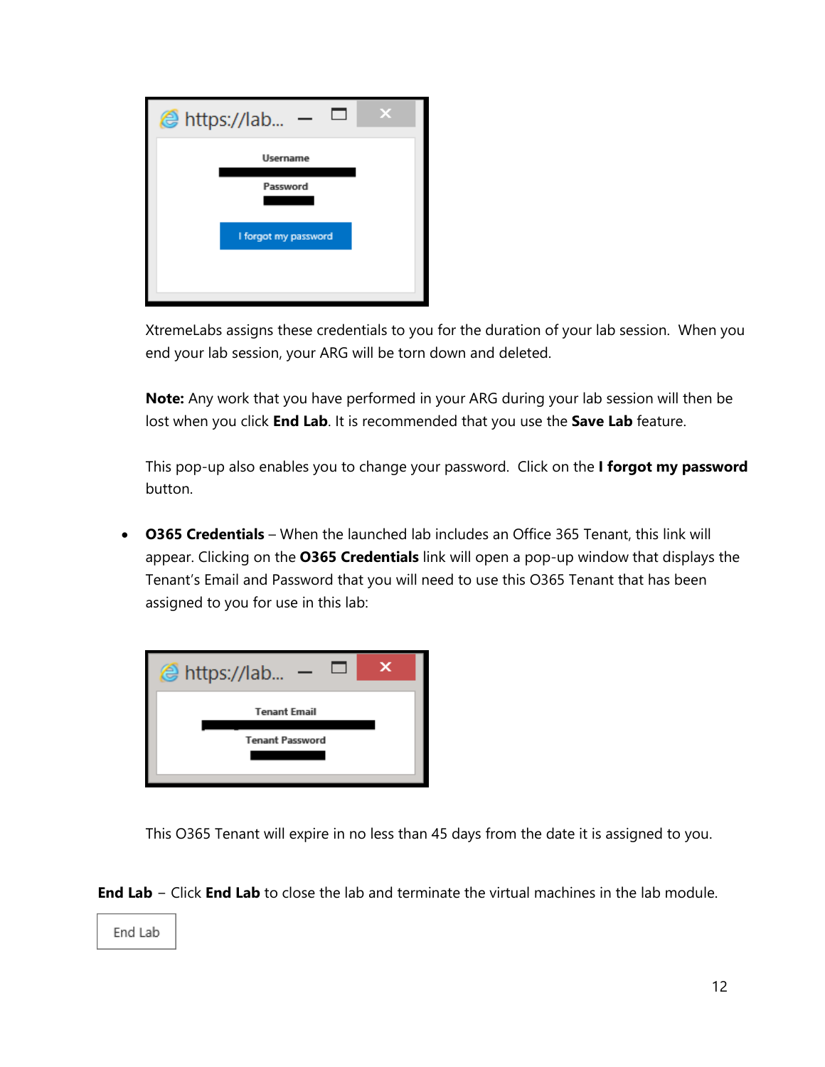XtremeLabs assigns these credentials to you for the duration of your lab session. When you end your lab session, your ARG will be torn down and deleted.

**Note:** Any work that you have performed in your ARG during your lab session will then be lost when you click **End Lab**. It is recommended that you use the **Save Lab** feature.

This pop-up also enables you to change your password. Click on the **I forgot my password** button.

- **O365 Credentials** – When the launched lab includes an Office 365 Tenant, this link will appear. Clicking on the **O365 Credentials** link will open a pop-up window that displays the Tenant's Email and Password that you will need to use this O365 Tenant that has been assigned to you for use in this lab:

  This O365 Tenant will expire in no less than 45 days from the date it is assigned to you.

**End Lab** – Click **End Lab** to close the lab and terminate the virtual machines in the lab module.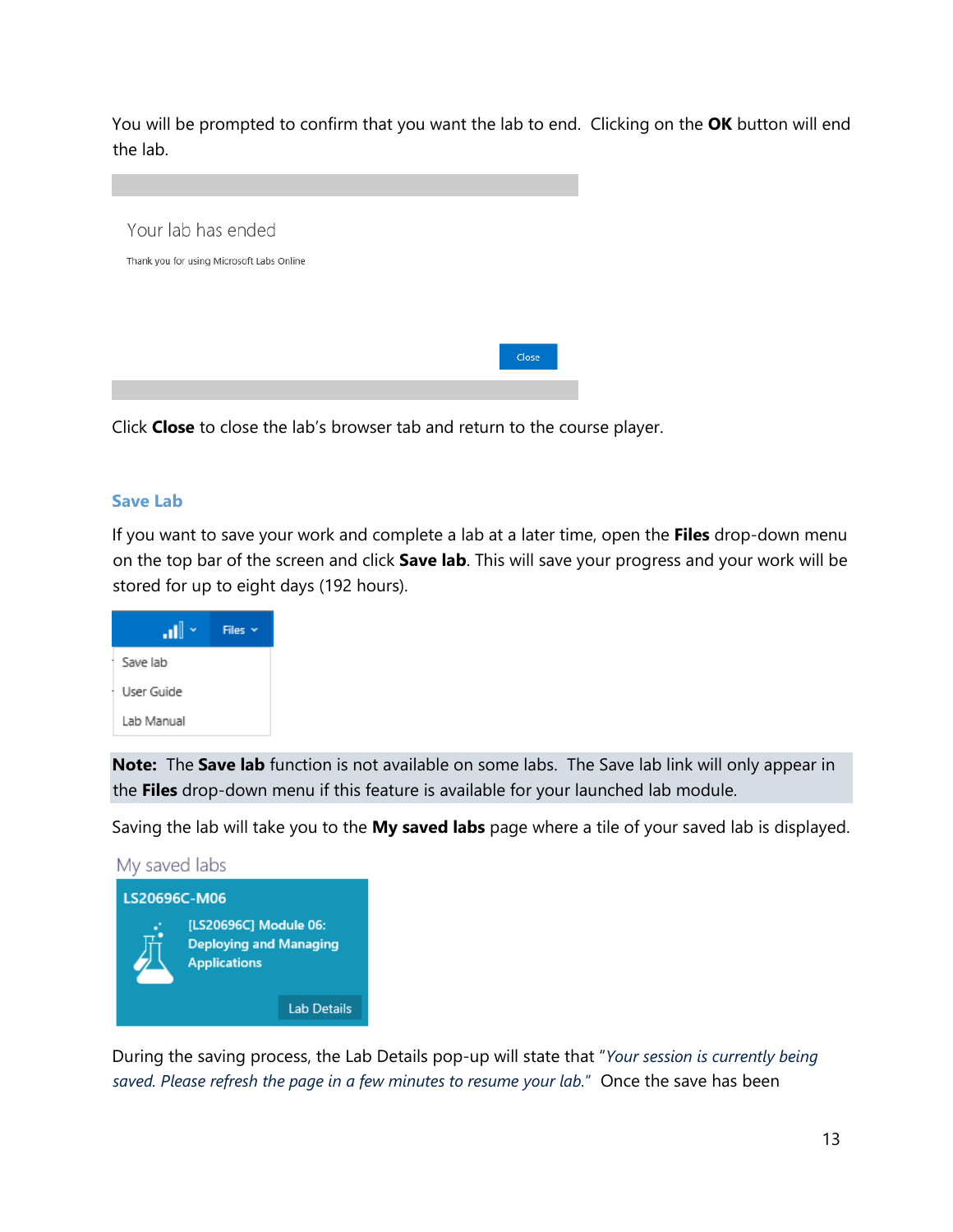You will be prompted to confirm that you want the lab to end. Clicking on the **OK** button will end the lab.

Your lab has ended

Thank you for using Microsoft Labs Online

Close

Click **Close** to close the lab's browser tab and return to the course player.

### Save Lab

If you want to save your work and complete a lab at a later time, open the **Files** drop-down menu on the top bar of the screen and click **Save lab**. This will save your progress and your work will be stored for up to eight days (192 hours).

Files

Save lab
User Guide
Lab Manual

> **Note:** The **Save lab** function is not available on some labs. The Save lab link will only appear in the **Files** drop-down menu if this feature is available for your launched lab module.

Saving the lab will take you to the **My saved labs** page where a tile of your saved lab is displayed.

My saved labs

LS20696C-M06

[LS20696C] Module 06: Deploying and Managing Applications

Lab Details

During the saving process, the Lab Details pop-up will state that "*Your session is currently being saved. Please refresh the page in a few minutes to resume your lab.*" Once the save has been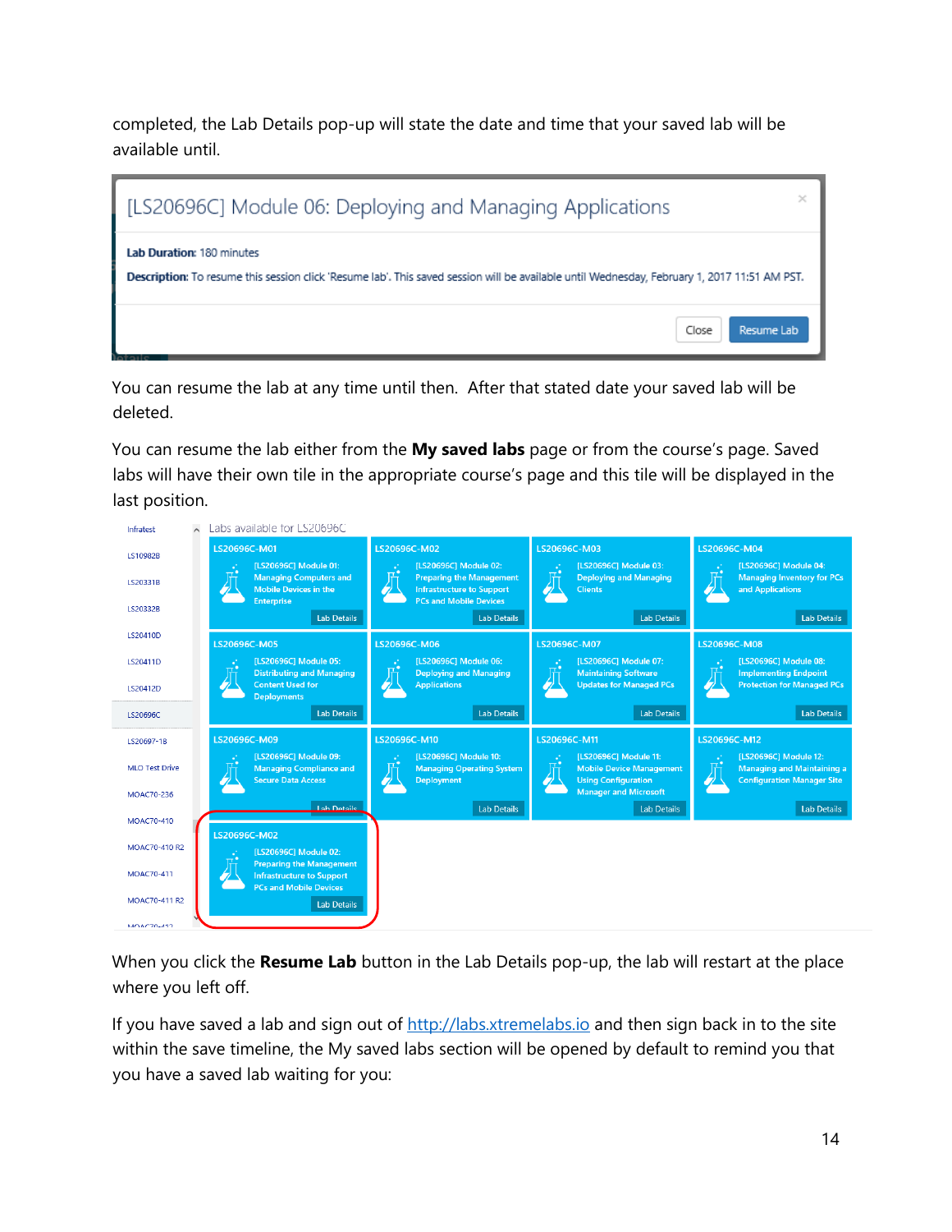completed, the Lab Details pop-up will state the date and time that your saved lab will be available until.

You can resume the lab at any time until then.  After that stated date your saved lab will be deleted.

You can resume the lab either from the **My saved labs** page or from the course's page. Saved labs will have their own tile in the appropriate course's page and this tile will be displayed in the last position.

When you click the **Resume Lab** button in the Lab Details pop-up, the lab will restart at the place where you left off.

If you have saved a lab and sign out of http://labs.xtremelabs.io and then sign back in to the site within the save timeline, the My saved labs section will be opened by default to remind you that you have a saved lab waiting for you: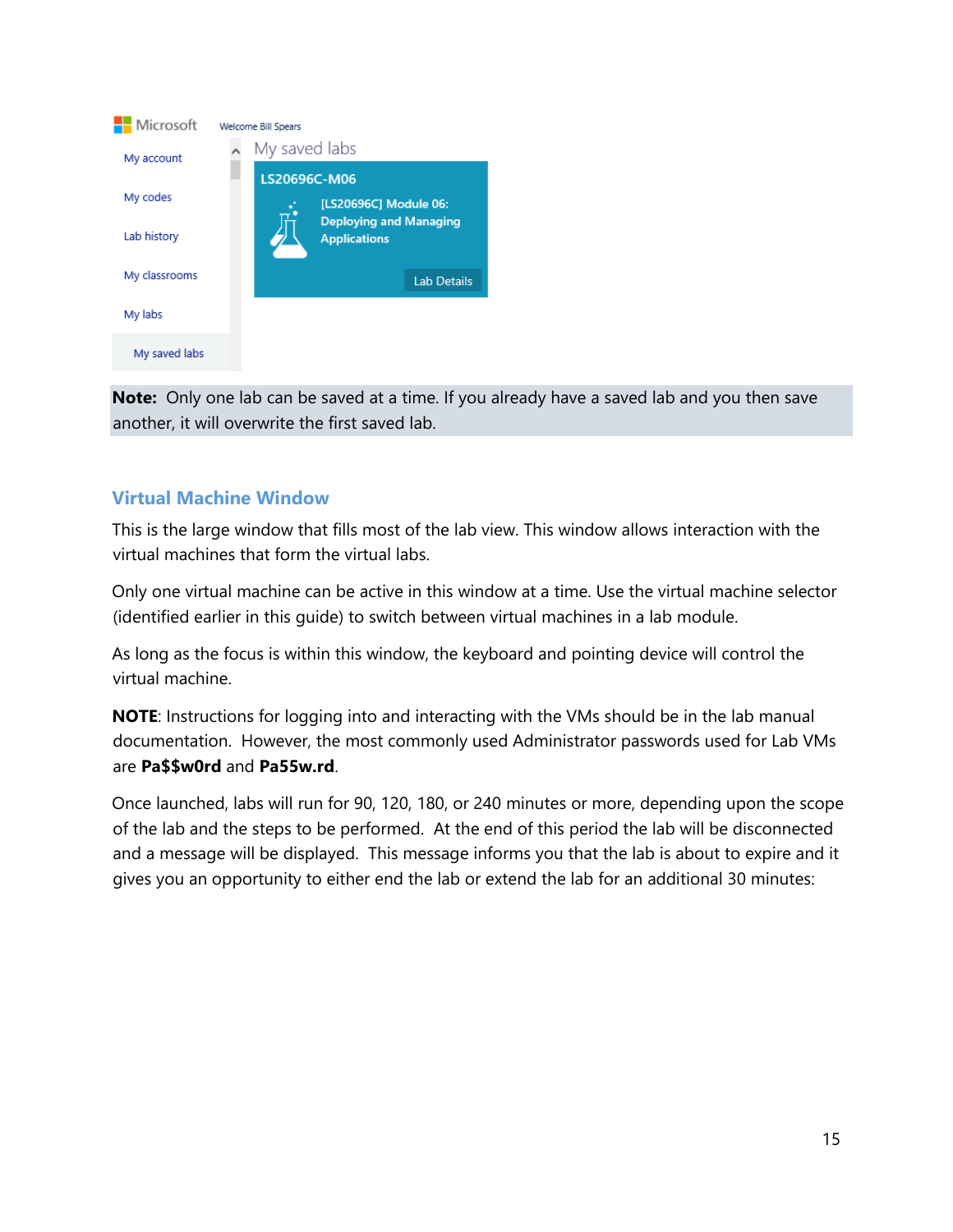**Note:** Only one lab can be saved at a time. If you already have a saved lab and you then save another, it will overwrite the first saved lab.

## Virtual Machine Window

This is the large window that fills most of the lab view. This window allows interaction with the virtual machines that form the virtual labs.

Only one virtual machine can be active in this window at a time. Use the virtual machine selector (identified earlier in this guide) to switch between virtual machines in a lab module.

As long as the focus is within this window, the keyboard and pointing device will control the virtual machine.

**NOTE**: Instructions for logging into and interacting with the VMs should be in the lab manual documentation. However, the most commonly used Administrator passwords used for Lab VMs are **Pa$$w0rd** and **Pa55w.rd**.

Once launched, labs will run for 90, 120, 180, or 240 minutes or more, depending upon the scope of the lab and the steps to be performed. At the end of this period the lab will be disconnected and a message will be displayed. This message informs you that the lab is about to expire and it gives you an opportunity to either end the lab or extend the lab for an additional 30 minutes: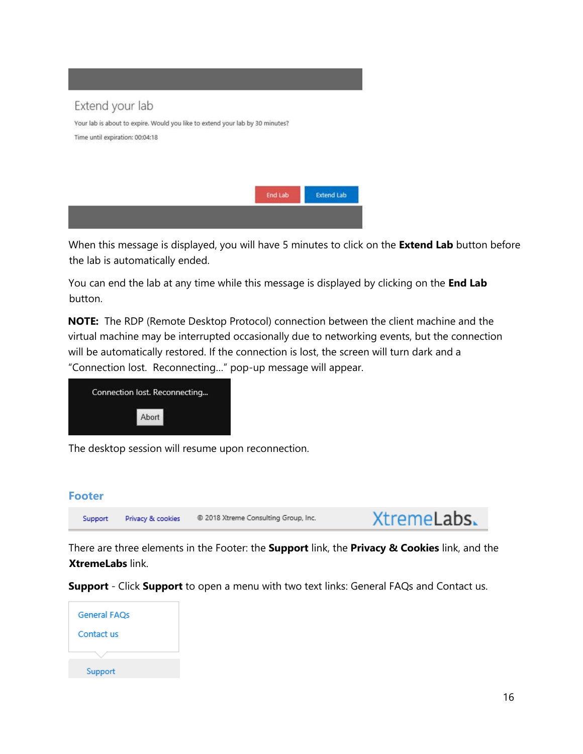Extend your lab

Your lab is about to expire. Would you like to extend your lab by 30 minutes?

Time until expiration: 00:04:18

End Lab    Extend Lab

When this message is displayed, you will have 5 minutes to click on the **Extend Lab** button before the lab is automatically ended.

You can end the lab at any time while this message is displayed by clicking on the **End Lab** button.

**NOTE:** The RDP (Remote Desktop Protocol) connection between the client machine and the virtual machine may be interrupted occasionally due to networking events, but the connection will be automatically restored. If the connection is lost, the screen will turn dark and a "Connection lost. Reconnecting…" pop-up message will appear.

Connection lost. Reconnecting...

Abort

The desktop session will resume upon reconnection.

## Footer

Support    Privacy & cookies    © 2018 Xtreme Consulting Group, Inc.    XtremeLabs.

There are three elements in the Footer: the **Support** link, the **Privacy & Cookies** link, and the **XtremeLabs** link.

**Support** - Click **Support** to open a menu with two text links: General FAQs and Contact us.

General FAQs

Contact us

Support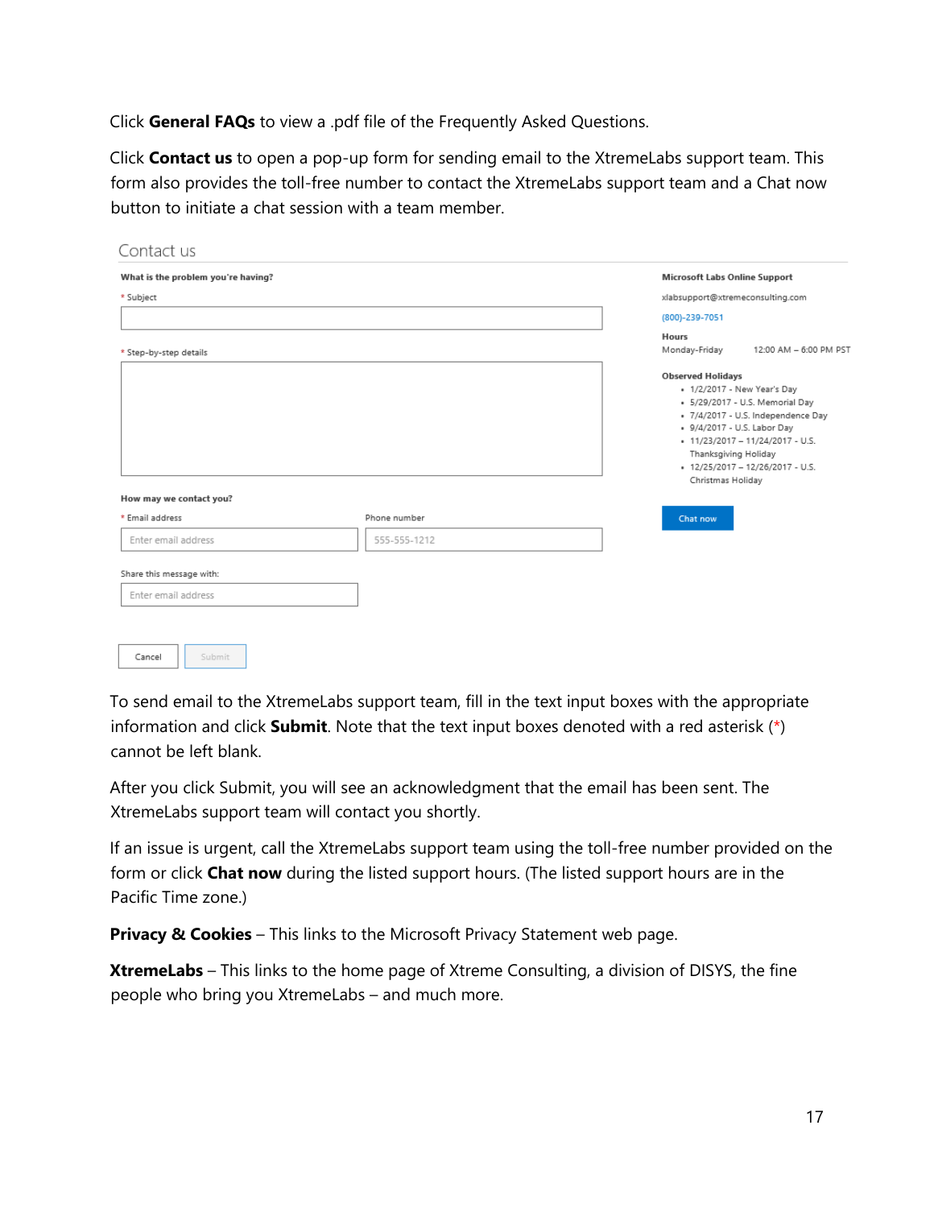Click **General FAQs** to view a .pdf file of the Frequently Asked Questions.

Click **Contact us** to open a pop-up form for sending email to the XtremeLabs support team. This form also provides the toll-free number to contact the XtremeLabs support team and a Chat now button to initiate a chat session with a team member.

Contact us

**What is the problem you're having?**

* Subject

* Step-by-step details

**How may we contact you?**

* Email address

Enter email address

Phone number

555-555-1212

Share this message with:

Enter email address

Cancel Submit

**Microsoft Labs Online Support**

xlabsupport@xtremeconsulting.com

(800)-239-7051

**Hours**

Monday-Friday 12:00 AM – 6:00 PM PST

**Observed Holidays**

- 1/2/2017 - New Year's Day
- 5/29/2017 - U.S. Memorial Day
- 7/4/2017 - U.S. Independence Day
- 9/4/2017 - U.S. Labor Day
- 11/23/2017 – 11/24/2017 - U.S. Thanksgiving Holiday
- 12/25/2017 – 12/26/2017 - U.S. Christmas Holiday

Chat now

To send email to the XtremeLabs support team, fill in the text input boxes with the appropriate information and click **Submit**. Note that the text input boxes denoted with a red asterisk (*) cannot be left blank.

After you click Submit, you will see an acknowledgment that the email has been sent. The XtremeLabs support team will contact you shortly.

If an issue is urgent, call the XtremeLabs support team using the toll-free number provided on the form or click **Chat now** during the listed support hours. (The listed support hours are in the Pacific Time zone.)

**Privacy & Cookies** – This links to the Microsoft Privacy Statement web page.

**XtremeLabs** – This links to the home page of Xtreme Consulting, a division of DISYS, the fine people who bring you XtremeLabs – and much more.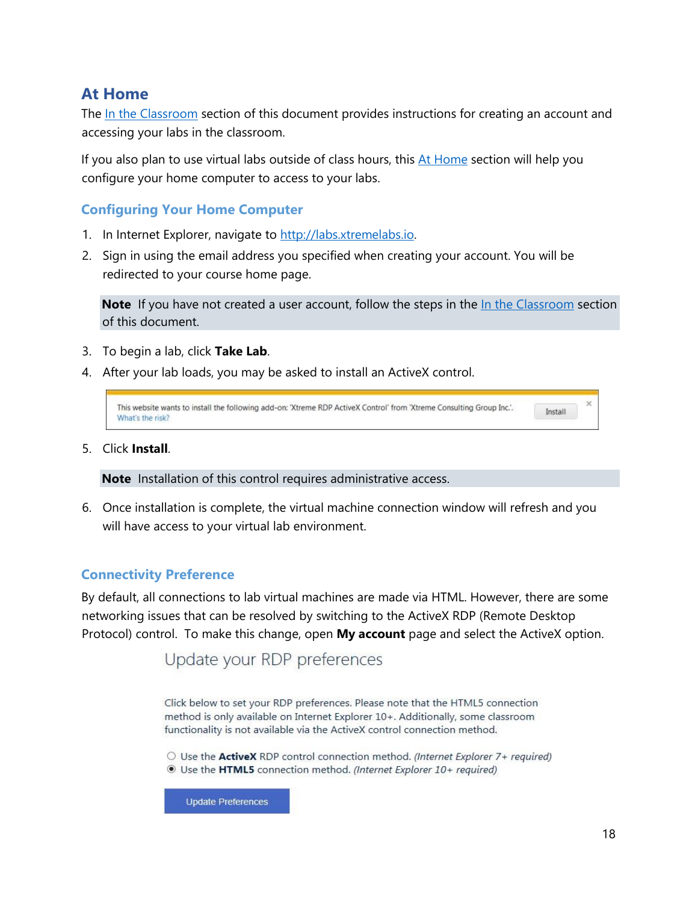## At Home

The In the Classroom section of this document provides instructions for creating an account and accessing your labs in the classroom.

If you also plan to use virtual labs outside of class hours, this At Home section will help you configure your home computer to access to your labs.

### Configuring Your Home Computer

1. In Internet Explorer, navigate to http://labs.xtremelabs.io.
2. Sign in using the email address you specified when creating your account. You will be redirected to your course home page.

> **Note** If you have not created a user account, follow the steps in the In the Classroom section of this document.

3. To begin a lab, click **Take Lab**.
4. After your lab loads, you may be asked to install an ActiveX control.

This website wants to install the following add-on: 'Xtreme RDP ActiveX Control' from 'Xtreme Consulting Group Inc.'.
What's the risk?
Install

5. Click **Install**.

> **Note** Installation of this control requires administrative access.

6. Once installation is complete, the virtual machine connection window will refresh and you will have access to your virtual lab environment.

### Connectivity Preference

By default, all connections to lab virtual machines are made via HTML. However, there are some networking issues that can be resolved by switching to the ActiveX RDP (Remote Desktop Protocol) control. To make this change, open **My account** page and select the ActiveX option.

Update your RDP preferences

Click below to set your RDP preferences. Please note that the HTML5 connection method is only available on Internet Explorer 10+. Additionally, some classroom functionality is not available via the ActiveX control connection method.

- ○ Use the **ActiveX** RDP control connection method. *(Internet Explorer 7+ required)*
- ◉ Use the **HTML5** connection method. *(Internet Explorer 10+ required)*

Update Preferences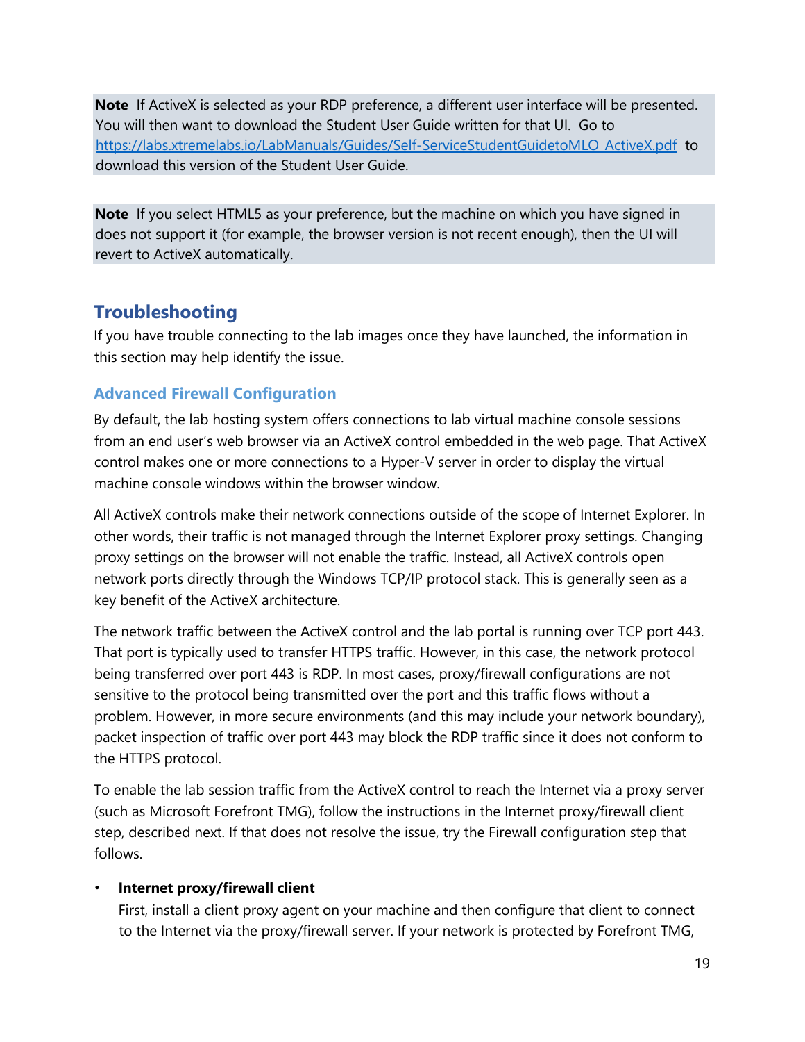**Note** If ActiveX is selected as your RDP preference, a different user interface will be presented. You will then want to download the Student User Guide written for that UI. Go to https://labs.xtremelabs.io/LabManuals/Guides/Self-ServiceStudentGuidetoMLO_ActiveX.pdf to download this version of the Student User Guide.

**Note** If you select HTML5 as your preference, but the machine on which you have signed in does not support it (for example, the browser version is not recent enough), then the UI will revert to ActiveX automatically.

## Troubleshooting

If you have trouble connecting to the lab images once they have launched, the information in this section may help identify the issue.

### Advanced Firewall Configuration

By default, the lab hosting system offers connections to lab virtual machine console sessions from an end user's web browser via an ActiveX control embedded in the web page. That ActiveX control makes one or more connections to a Hyper-V server in order to display the virtual machine console windows within the browser window.

All ActiveX controls make their network connections outside of the scope of Internet Explorer. In other words, their traffic is not managed through the Internet Explorer proxy settings. Changing proxy settings on the browser will not enable the traffic. Instead, all ActiveX controls open network ports directly through the Windows TCP/IP protocol stack. This is generally seen as a key benefit of the ActiveX architecture.

The network traffic between the ActiveX control and the lab portal is running over TCP port 443. That port is typically used to transfer HTTPS traffic. However, in this case, the network protocol being transferred over port 443 is RDP. In most cases, proxy/firewall configurations are not sensitive to the protocol being transmitted over the port and this traffic flows without a problem. However, in more secure environments (and this may include your network boundary), packet inspection of traffic over port 443 may block the RDP traffic since it does not conform to the HTTPS protocol.

To enable the lab session traffic from the ActiveX control to reach the Internet via a proxy server (such as Microsoft Forefront TMG), follow the instructions in the Internet proxy/firewall client step, described next. If that does not resolve the issue, try the Firewall configuration step that follows.

- **Internet proxy/firewall client**
  First, install a client proxy agent on your machine and then configure that client to connect to the Internet via the proxy/firewall server. If your network is protected by Forefront TMG,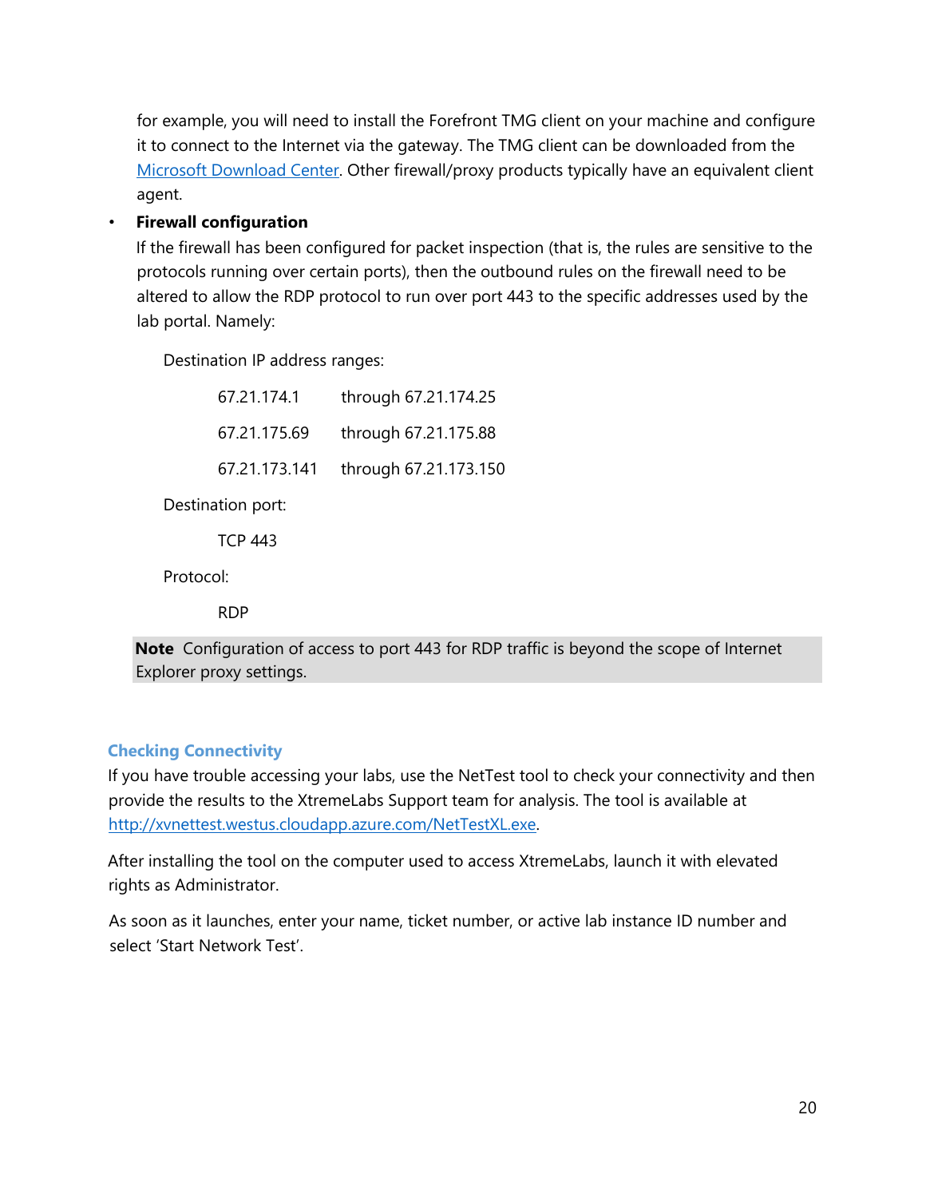for example, you will need to install the Forefront TMG client on your machine and configure it to connect to the Internet via the gateway. The TMG client can be downloaded from the [Microsoft Download Center](). Other firewall/proxy products typically have an equivalent client agent.

- **Firewall configuration**

  If the firewall has been configured for packet inspection (that is, the rules are sensitive to the protocols running over certain ports), then the outbound rules on the firewall need to be altered to allow the RDP protocol to run over port 443 to the specific addresses used by the lab portal. Namely:

  Destination IP address ranges:

  | | |
  |---|---|
  | 67.21.174.1 | through 67.21.174.25 |
  | 67.21.175.69 | through 67.21.175.88 |
  | 67.21.173.141 | through 67.21.173.150 |

  Destination port:

  TCP 443

  Protocol:

  RDP

> **Note** Configuration of access to port 443 for RDP traffic is beyond the scope of Internet Explorer proxy settings.

### Checking Connectivity

If you have trouble accessing your labs, use the NetTest tool to check your connectivity and then provide the results to the XtremeLabs Support team for analysis. The tool is available at http://xvnettest.westus.cloudapp.azure.com/NetTestXL.exe.

After installing the tool on the computer used to access XtremeLabs, launch it with elevated rights as Administrator.

As soon as it launches, enter your name, ticket number, or active lab instance ID number and select 'Start Network Test'.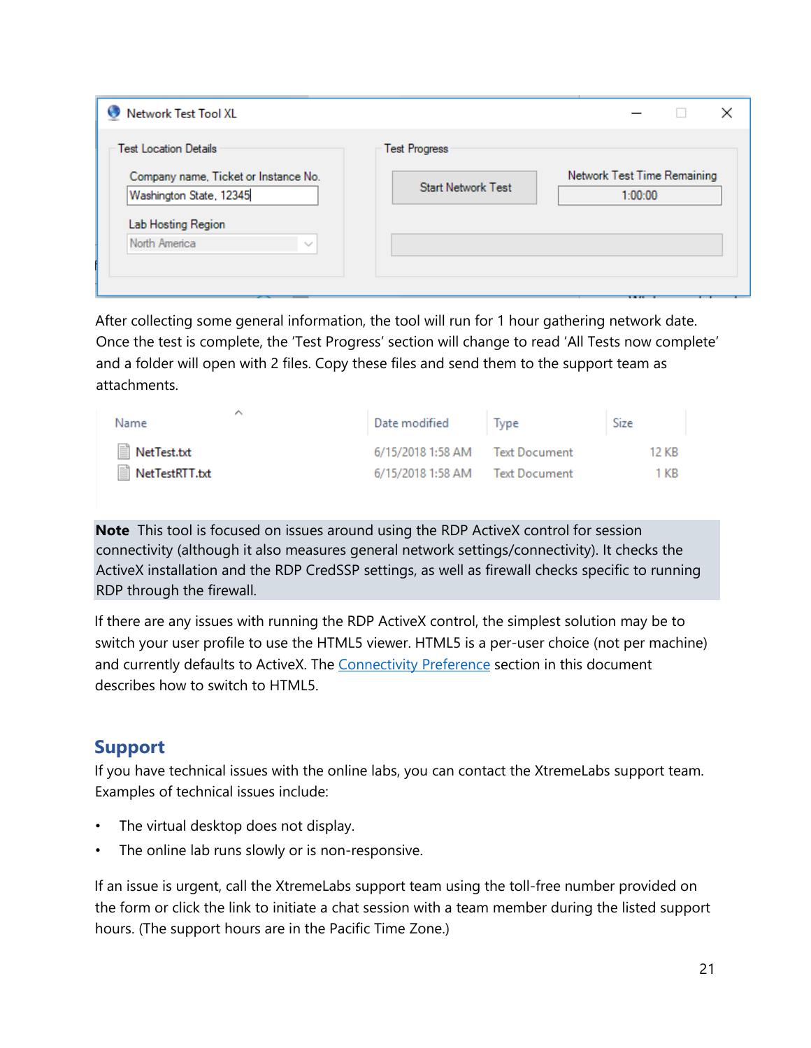After collecting some general information, the tool will run for 1 hour gathering network date. Once the test is complete, the 'Test Progress' section will change to read 'All Tests now complete' and a folder will open with 2 files. Copy these files and send them to the support team as attachments.

| Name | Date modified | Type | Size |
| --- | --- | --- | --- |
| NetTest.txt | 6/15/2018 1:58 AM | Text Document | 12 KB |
| NetTestRTT.txt | 6/15/2018 1:58 AM | Text Document | 1 KB |

**Note** This tool is focused on issues around using the RDP ActiveX control for session connectivity (although it also measures general network settings/connectivity). It checks the ActiveX installation and the RDP CredSSP settings, as well as firewall checks specific to running RDP through the firewall.

If there are any issues with running the RDP ActiveX control, the simplest solution may be to switch your user profile to use the HTML5 viewer. HTML5 is a per-user choice (not per machine) and currently defaults to ActiveX. The Connectivity Preference section in this document describes how to switch to HTML5.

## Support

If you have technical issues with the online labs, you can contact the XtremeLabs support team. Examples of technical issues include:

- The virtual desktop does not display.
- The online lab runs slowly or is non-responsive.

If an issue is urgent, call the XtremeLabs support team using the toll-free number provided on the form or click the link to initiate a chat session with a team member during the listed support hours. (The support hours are in the Pacific Time Zone.)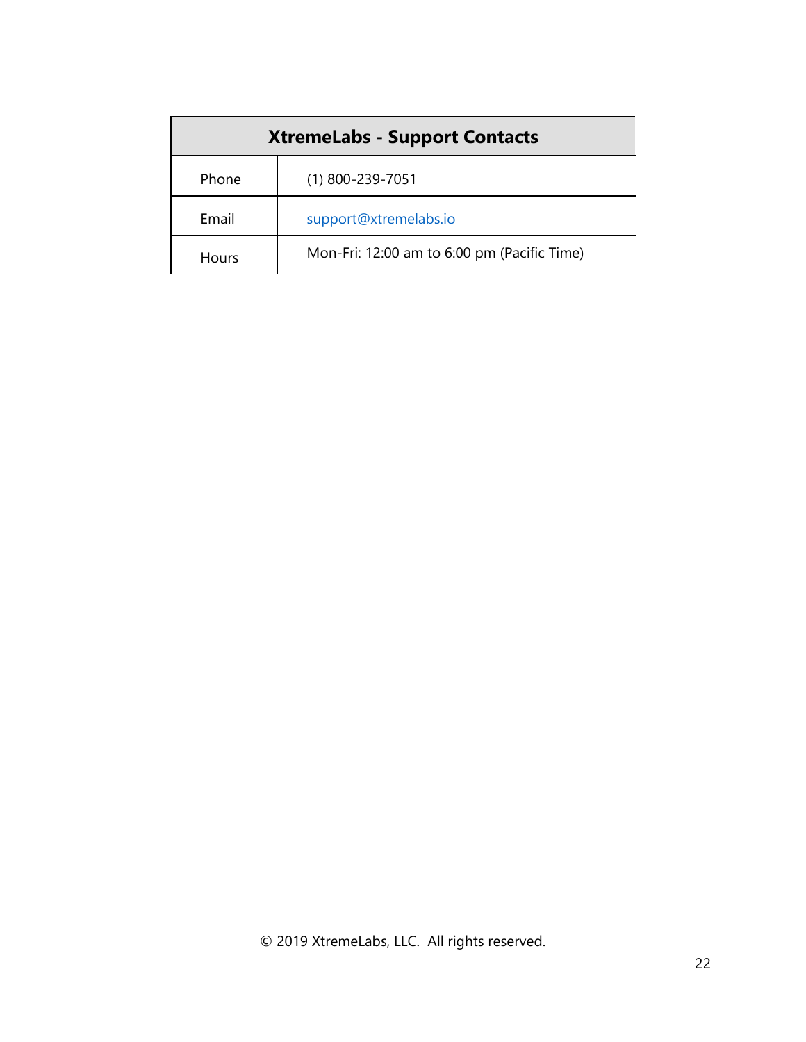| XtremeLabs - Support Contacts | |
|---|---|
| Phone | (1) 800-239-7051 |
| Email | support@xtremelabs.io |
| Hours | Mon-Fri: 12:00 am to 6:00 pm (Pacific Time) |

© 2019 XtremeLabs, LLC.  All rights reserved.